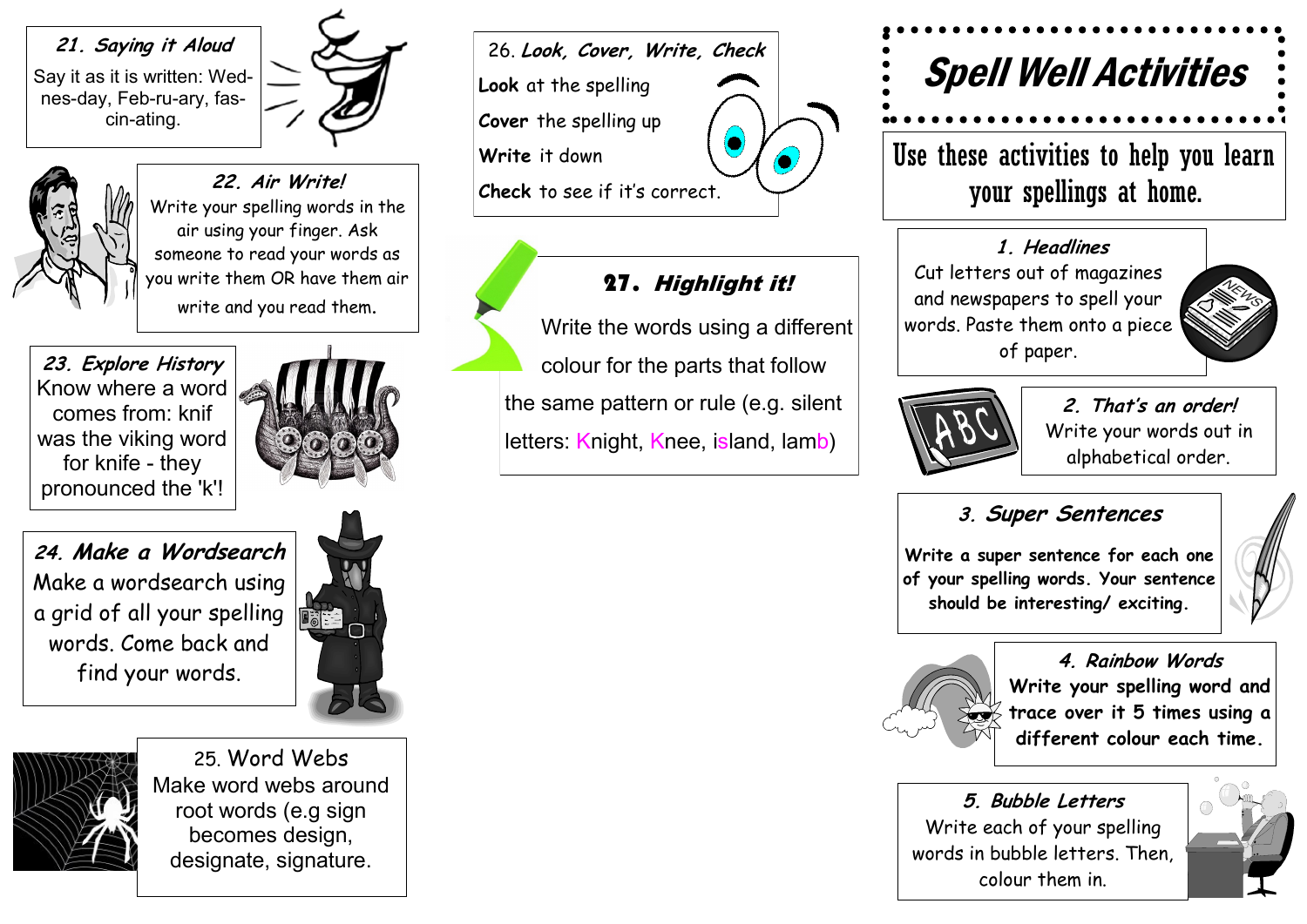# Spell Well Activities

Use these activities to help you learn your spellings at home.

### 1. Headlines

Cut letters out of magazines and newspapers to spell your words. Paste them onto a piece of paper.

### 2. That's an order!

Write your words out in alphabetical order.

### 3. Super Sentences

**Write a super sentence for each one of your spelling words. Your sentence should be interesting/ exciting.**

### 4. Rainbow Words

**Write your spelling word and trace over it 5 times using a different colour each time.**

### 5. Bubble Letters

Write each of your spelling words in bubble letters. Then, colour them in.

### 21. Saying it Aloud

Say it as it is written: Wed-nes-day, Feb-ru-ary, fas-cin-ating.

### 22. Air Write!

Write your spelling words in the air using your finger. Ask someone to read your words as you write them OR have them air write and you read them.

### 23. Explore History

Know where a word comes from: knif was the viking word for knife - they pronounced the 'k'!

### 24. Make a Wordsearch

Make a wordsearch using a grid of all your spelling words. Come back and find your words.

### 25. Word Webs

Make word webs around root words (e.g sign becomes design, designate, signature.

### 26. Look, Cover, Write, Check

**Look** at the spelling

**Cover** the spelling up

**Write** it down

**Check** to see if it's correct.

### 27. Highlight it!

Write the words using a different colour for the parts that follow the same pattern or rule (e.g. silent letters: Knight, Knee, island, lamb)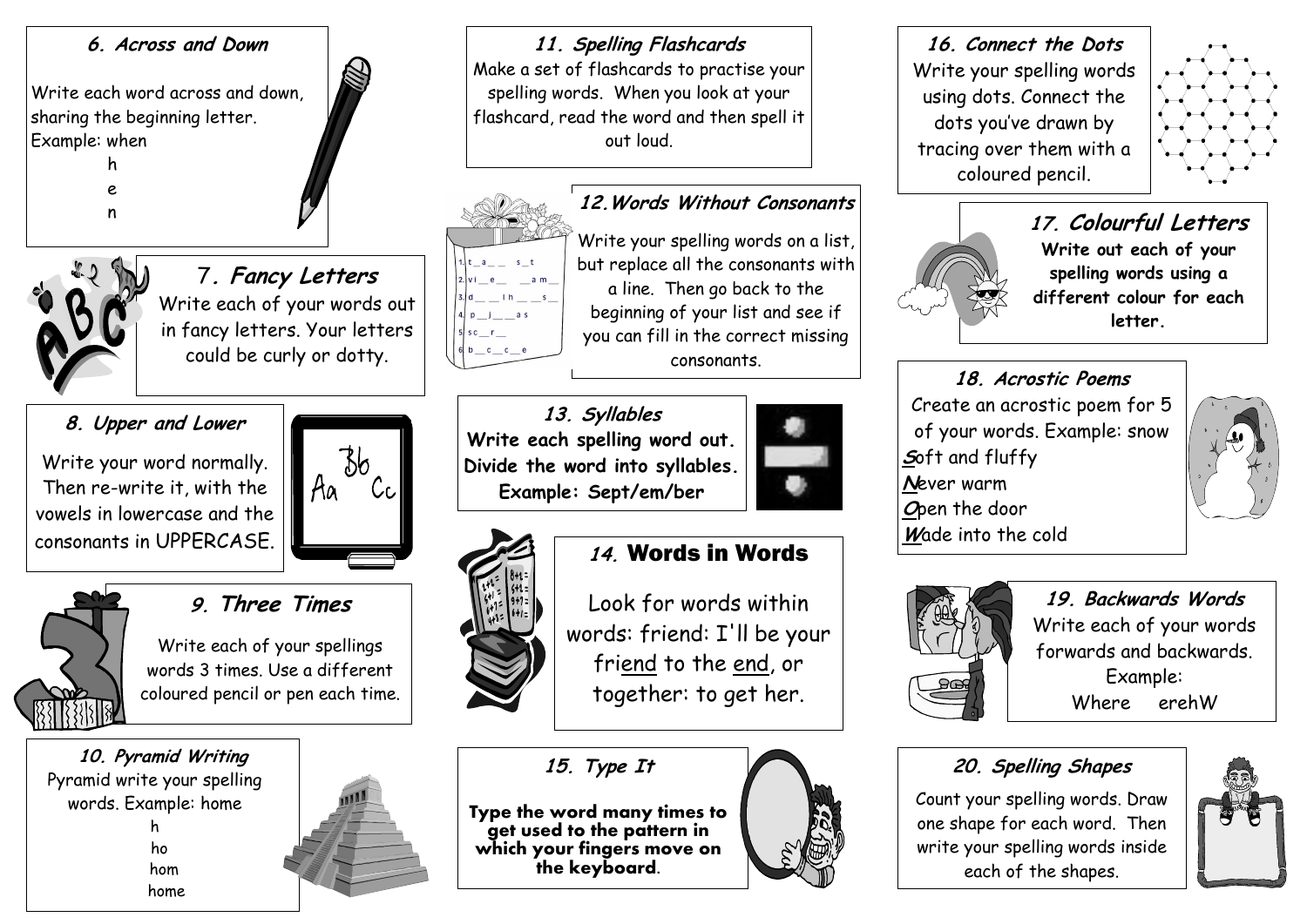### 6. Across and Down

Write each word across and down, sharing the beginning letter.
Example: when
h
e
n

### 7. Fancy Letters

Write each of your words out in fancy letters. Your letters could be curly or dotty.

### 8. Upper and Lower

Write your word normally. Then re-write it, with the vowels in lowercase and the consonants in UPPERCASE.

### 9. Three Times

Write each of your spellings words 3 times. Use a different coloured pencil or pen each time.

### 10. Pyramid Writing

Pyramid write your spelling words. Example: home
h
ho
hom
home

### 11. Spelling Flashcards

Make a set of flashcards to practise your spelling words. When you look at your flashcard, read the word and then spell it out loud.

### 12. Words Without Consonants

Write your spelling words on a list, but replace all the consonants with a line. Then go back to the beginning of your list and see if you can fill in the correct missing consonants.

### 13. Syllables

**Write each spelling word out. Divide the word into syllables. Example: Sept/em/ber**

### 14. Words in Words

Look for words within words: friend: I'll be your fri<u>end</u> to the <u>end</u>, or together: to get her.

### 15. Type It

**Type the word many times to get used to the pattern in which your fingers move on the keyboard.**

### 16. Connect the Dots

Write your spelling words using dots. Connect the dots you've drawn by tracing over them with a coloured pencil.

### 17. Colourful Letters

**Write out each of your spelling words using a different colour for each letter.**

### 18. Acrostic Poems

Create an acrostic poem for 5 of your words. Example: snow
***S***oft and fluffy
***N***ever warm
***O***pen the door
***W***ade into the cold

### 19. Backwards Words

Write each of your words forwards and backwards.
Example:
Where erehW

### 20. Spelling Shapes

Count your spelling words. Draw one shape for each word. Then write your spelling words inside each of the shapes.